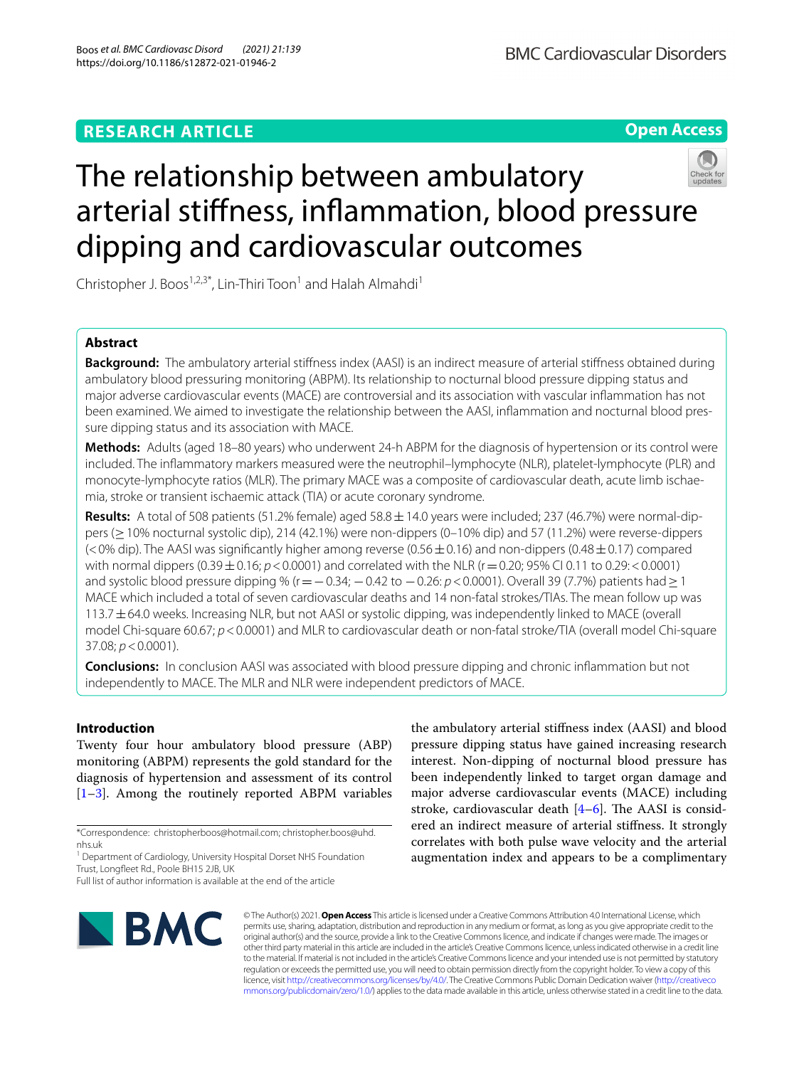RESEARCH ARTICLE

Open Access

# The relationship between ambulatory arterial stiffness, inflammation, blood pressure dipping and cardiovascular outcomes

Christopher J. Boos[1,2,3*], Lin-Thiri Toon[1] and Halah Almahdi[1]

## Abstract

**Background:** The ambulatory arterial stiffness index (AASI) is an indirect measure of arterial stiffness obtained during ambulatory blood pressuring monitoring (ABPM). Its relationship to nocturnal blood pressure dipping status and major adverse cardiovascular events (MACE) are controversial and its association with vascular inflammation has not been examined. We aimed to investigate the relationship between the AASI, inflammation and nocturnal blood pressure dipping status and its association with MACE.

**Methods:** Adults (aged 18–80 years) who underwent 24-h ABPM for the diagnosis of hypertension or its control were included. The inflammatory markers measured were the neutrophil–lymphocyte (NLR), platelet-lymphocyte (PLR) and monocyte-lymphocyte ratios (MLR). The primary MACE was a composite of cardiovascular death, acute limb ischaemia, stroke or transient ischaemic attack (TIA) or acute coronary syndrome.

**Results:** A total of 508 patients (51.2% female) aged 58.8 ± 14.0 years were included; 237 (46.7%) were normal-dippers (≥ 10% nocturnal systolic dip), 214 (42.1%) were non-dippers (0–10% dip) and 57 (11.2%) were reverse-dippers (< 0% dip). The AASI was significantly higher among reverse (0.56 ± 0.16) and non-dippers (0.48 ± 0.17) compared with normal dippers (0.39 ± 0.16; $p < 0.0001$) and correlated with the NLR (r = 0.20; 95% CI 0.11 to 0.29: < 0.0001) and systolic blood pressure dipping % (r = −0.34; −0.42 to −0.26: $p < 0.0001$). Overall 39 (7.7%) patients had ≥ 1 MACE which included a total of seven cardiovascular deaths and 14 non-fatal strokes/TIAs. The mean follow up was 113.7 ± 64.0 weeks. Increasing NLR, but not AASI or systolic dipping, was independently linked to MACE (overall model Chi-square 60.67; $p < 0.0001$) and MLR to cardiovascular death or non-fatal stroke/TIA (overall model Chi-square 37.08; $p < 0.0001$).

**Conclusions:** In conclusion AASI was associated with blood pressure dipping and chronic inflammation but not independently to MACE. The MLR and NLR were independent predictors of MACE.

## Introduction

Twenty four hour ambulatory blood pressure (ABP) monitoring (ABPM) represents the gold standard for the diagnosis of hypertension and assessment of its control [1–3]. Among the routinely reported ABPM variables the ambulatory arterial stiffness index (AASI) and blood pressure dipping status have gained increasing research interest. Non-dipping of nocturnal blood pressure has been independently linked to target organ damage and major adverse cardiovascular events (MACE) including stroke, cardiovascular death [4–6]. The AASI is considered an indirect measure of arterial stiffness. It strongly correlates with both pulse wave velocity and the arterial augmentation index and appears to be a complimentary

*Correspondence: christopherboos@hotmail.com; christopher.boos@uhd.nhs.uk

[1] Department of Cardiology, University Hospital Dorset NHS Foundation Trust, Longfleet Rd., Poole BH15 2JB, UK

Full list of author information is available at the end of the article

© The Author(s) 2021. **Open Access** This article is licensed under a Creative Commons Attribution 4.0 International License, which permits use, sharing, adaptation, distribution and reproduction in any medium or format, as long as you give appropriate credit to the original author(s) and the source, provide a link to the Creative Commons licence, and indicate if changes were made. The images or other third party material in this article are included in the article's Creative Commons licence, unless indicated otherwise in a credit line to the material. If material is not included in the article's Creative Commons licence and your intended use is not permitted by statutory regulation or exceeds the permitted use, you will need to obtain permission directly from the copyright holder. To view a copy of this licence, visit http://creativecommons.org/licenses/by/4.0/. The Creative Commons Public Domain Dedication waiver (http://creativecommons.org/publicdomain/zero/1.0/) applies to the data made available in this article, unless otherwise stated in a credit line to the data.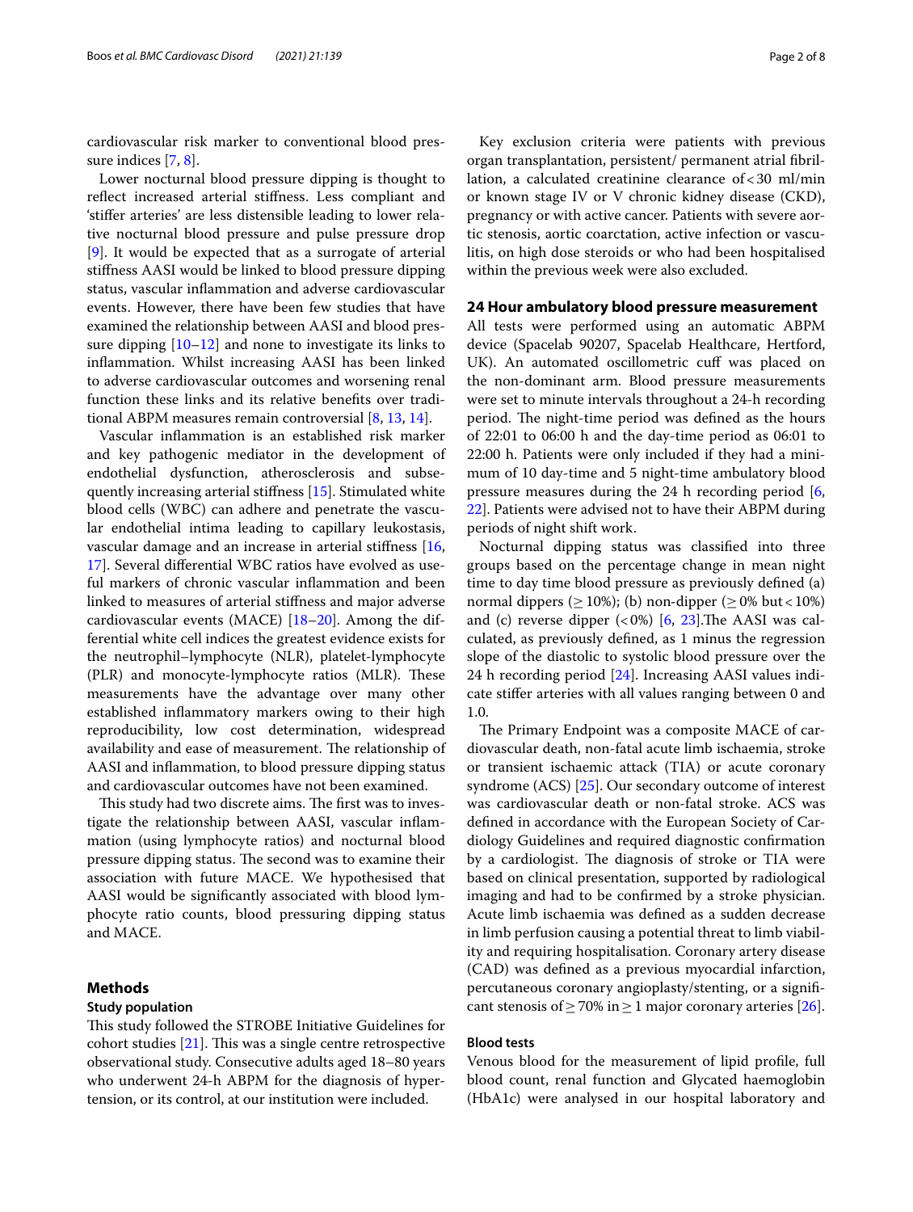cardiovascular risk marker to conventional blood pressure indices [7, 8].

Lower nocturnal blood pressure dipping is thought to reflect increased arterial stiffness. Less compliant and 'stiffer arteries' are less distensible leading to lower relative nocturnal blood pressure and pulse pressure drop [9]. It would be expected that as a surrogate of arterial stiffness AASI would be linked to blood pressure dipping status, vascular inflammation and adverse cardiovascular events. However, there have been few studies that have examined the relationship between AASI and blood pressure dipping [10–12] and none to investigate its links to inflammation. Whilst increasing AASI has been linked to adverse cardiovascular outcomes and worsening renal function these links and its relative benefits over traditional ABPM measures remain controversial [8, 13, 14].

Vascular inflammation is an established risk marker and key pathogenic mediator in the development of endothelial dysfunction, atherosclerosis and subsequently increasing arterial stiffness [15]. Stimulated white blood cells (WBC) can adhere and penetrate the vascular endothelial intima leading to capillary leukostasis, vascular damage and an increase in arterial stiffness [16, 17]. Several differential WBC ratios have evolved as useful markers of chronic vascular inflammation and been linked to measures of arterial stiffness and major adverse cardiovascular events (MACE) [18–20]. Among the differential white cell indices the greatest evidence exists for the neutrophil–lymphocyte (NLR), platelet-lymphocyte (PLR) and monocyte-lymphocyte ratios (MLR). These measurements have the advantage over many other established inflammatory markers owing to their high reproducibility, low cost determination, widespread availability and ease of measurement. The relationship of AASI and inflammation, to blood pressure dipping status and cardiovascular outcomes have not been examined.

This study had two discrete aims. The first was to investigate the relationship between AASI, vascular inflammation (using lymphocyte ratios) and nocturnal blood pressure dipping status. The second was to examine their association with future MACE. We hypothesised that AASI would be significantly associated with blood lymphocyte ratio counts, blood pressuring dipping status and MACE.

## Methods

### Study population

This study followed the STROBE Initiative Guidelines for cohort studies [21]. This was a single centre retrospective observational study. Consecutive adults aged 18–80 years who underwent 24-h ABPM for the diagnosis of hypertension, or its control, at our institution were included.

Key exclusion criteria were patients with previous organ transplantation, persistent/ permanent atrial fibrillation, a calculated creatinine clearance of < 30 ml/min or known stage IV or V chronic kidney disease (CKD), pregnancy or with active cancer. Patients with severe aortic stenosis, aortic coarctation, active infection or vasculitis, on high dose steroids or who had been hospitalised within the previous week were also excluded.

### 24 Hour ambulatory blood pressure measurement

All tests were performed using an automatic ABPM device (Spacelab 90207, Spacelab Healthcare, Hertford, UK). An automated oscillometric cuff was placed on the non-dominant arm. Blood pressure measurements were set to minute intervals throughout a 24-h recording period. The night-time period was defined as the hours of 22:01 to 06:00 h and the day-time period as 06:01 to 22:00 h. Patients were only included if they had a minimum of 10 day-time and 5 night-time ambulatory blood pressure measures during the 24 h recording period [6, 22]. Patients were advised not to have their ABPM during periods of night shift work.

Nocturnal dipping status was classified into three groups based on the percentage change in mean night time to day time blood pressure as previously defined (a) normal dippers (≥ 10%); (b) non-dipper (≥ 0% but < 10%) and (c) reverse dipper (< 0%) [6, 23]. The AASI was calculated, as previously defined, as 1 minus the regression slope of the diastolic to systolic blood pressure over the 24 h recording period [24]. Increasing AASI values indicate stiffer arteries with all values ranging between 0 and 1.0.

The Primary Endpoint was a composite MACE of cardiovascular death, non-fatal acute limb ischaemia, stroke or transient ischaemic attack (TIA) or acute coronary syndrome (ACS) [25]. Our secondary outcome of interest was cardiovascular death or non-fatal stroke. ACS was defined in accordance with the European Society of Cardiology Guidelines and required diagnostic confirmation by a cardiologist. The diagnosis of stroke or TIA were based on clinical presentation, supported by radiological imaging and had to be confirmed by a stroke physician. Acute limb ischaemia was defined as a sudden decrease in limb perfusion causing a potential threat to limb viability and requiring hospitalisation. Coronary artery disease (CAD) was defined as a previous myocardial infarction, percutaneous coronary angioplasty/stenting, or a significant stenosis of ≥ 70% in ≥ 1 major coronary arteries [26].

### Blood tests

Venous blood for the measurement of lipid profile, full blood count, renal function and Glycated haemoglobin (HbA1c) were analysed in our hospital laboratory and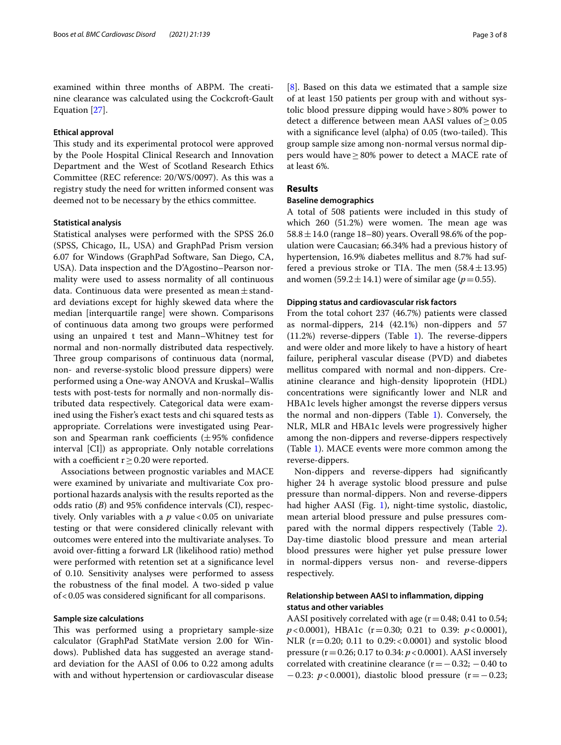examined within three months of ABPM. The creatinine clearance was calculated using the Cockcroft-Gault Equation [27].

### Ethical approval

This study and its experimental protocol were approved by the Poole Hospital Clinical Research and Innovation Department and the West of Scotland Research Ethics Committee (REC reference: 20/WS/0097). As this was a registry study the need for written informed consent was deemed not to be necessary by the ethics committee.

### Statistical analysis

Statistical analyses were performed with the SPSS 26.0 (SPSS, Chicago, IL, USA) and GraphPad Prism version 6.07 for Windows (GraphPad Software, San Diego, CA, USA). Data inspection and the D'Agostino–Pearson normality were used to assess normality of all continuous data. Continuous data were presented as mean ± standard deviations except for highly skewed data where the median [interquartile range] were shown. Comparisons of continuous data among two groups were performed using an unpaired t test and Mann–Whitney test for normal and non-normally distributed data respectively. Three group comparisons of continuous data (normal, non- and reverse-systolic blood pressure dippers) were performed using a One-way ANOVA and Kruskal–Wallis tests with post-tests for normally and non-normally distributed data respectively. Categorical data were examined using the Fisher's exact tests and chi squared tests as appropriate. Correlations were investigated using Pearson and Spearman rank coefficients (± 95% confidence interval [CI]) as appropriate. Only notable correlations with a coefficient $r \geq 0.20$ were reported.

Associations between prognostic variables and MACE were examined by univariate and multivariate Cox proportional hazards analysis with the results reported as the odds ratio (*B*) and 95% confidence intervals (CI), respectively. Only variables with a *p* value < 0.05 on univariate testing or that were considered clinically relevant with outcomes were entered into the multivariate analyses. To avoid over-fitting a forward LR (likelihood ratio) method were performed with retention set at a significance level of 0.10. Sensitivity analyses were performed to assess the robustness of the final model. A two-sided p value of < 0.05 was considered significant for all comparisons.

### Sample size calculations

This was performed using a proprietary sample-size calculator (GraphPad StatMate version 2.00 for Windows). Published data has suggested an average standard deviation for the AASI of 0.06 to 0.22 among adults with and without hypertension or cardiovascular disease [8]. Based on this data we estimated that a sample size of at least 150 patients per group with and without systolic blood pressure dipping would have > 80% power to detect a difference between mean AASI values of ≥ 0.05 with a significance level (alpha) of 0.05 (two-tailed). This group sample size among non-normal versus normal dippers would have ≥ 80% power to detect a MACE rate of at least 6%.

## Results

### Baseline demographics

A total of 508 patients were included in this study of which 260 (51.2%) were women. The mean age was 58.8 ± 14.0 (range 18–80) years. Overall 98.6% of the population were Caucasian; 66.34% had a previous history of hypertension, 16.9% diabetes mellitus and 8.7% had suffered a previous stroke or TIA. The men (58.4 ± 13.95) and women (59.2 ± 14.1) were of similar age ($p = 0.55$).

### Dipping status and cardiovascular risk factors

From the total cohort 237 (46.7%) patients were classed as normal-dippers, 214 (42.1%) non-dippers and 57 (11.2%) reverse-dippers (Table 1). The reverse-dippers and were older and more likely to have a history of heart failure, peripheral vascular disease (PVD) and diabetes mellitus compared with normal and non-dippers. Creatinine clearance and high-density lipoprotein (HDL) concentrations were significantly lower and NLR and HBA1c levels higher amongst the reverse dippers versus the normal and non-dippers (Table 1). Conversely, the NLR, MLR and HBA1c levels were progressively higher among the non-dippers and reverse-dippers respectively (Table 1). MACE events were more common among the reverse-dippers.

Non-dippers and reverse-dippers had significantly higher 24 h average systolic blood pressure and pulse pressure than normal-dippers. Non and reverse-dippers had higher AASI (Fig. 1), night-time systolic, diastolic, mean arterial blood pressure and pulse pressures compared with the normal dippers respectively (Table 2). Day-time diastolic blood pressure and mean arterial blood pressures were higher yet pulse pressure lower in normal-dippers versus non- and reverse-dippers respectively.

### Relationship between AASI to inflammation, dipping status and other variables

AASI positively correlated with age ($r = 0.48$; 0.41 to 0.54; $p < 0.0001$), HBA1c ($r = 0.30$; 0.21 to 0.39: $p < 0.0001$), NLR ($r = 0.20$; 0.11 to 0.29: < 0.0001) and systolic blood pressure ($r = 0.26$; 0.17 to 0.34: $p < 0.0001$). AASI inversely correlated with creatinine clearance ($r = -0.32$; −0.40 to −0.23: $p < 0.0001$), diastolic blood pressure ($r = -0.23$;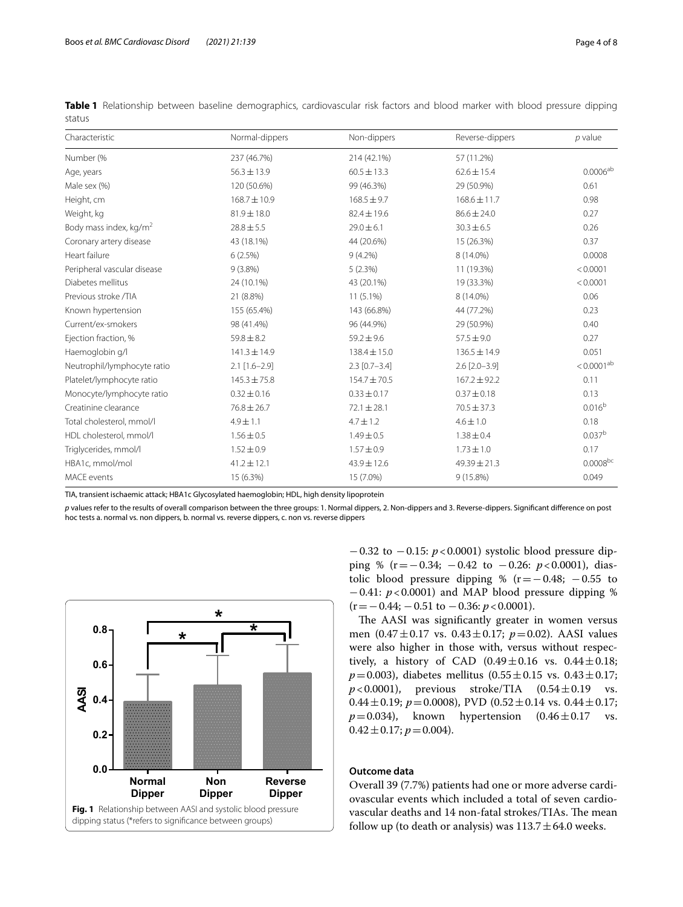**Table 1** Relationship between baseline demographics, cardiovascular risk factors and blood marker with blood pressure dipping status

| Characteristic | Normal-dippers | Non-dippers | Reverse-dippers | *p* value |
|---|---|---|---|---|
| Number (% | 237 (46.7%) | 214 (42.1%) | 57 (11.2%) | |
| Age, years | 56.3 ± 13.9 | 60.5 ± 13.3 | 62.6 ± 15.4 | 0.0006[ab] |
| Male sex (%) | 120 (50.6%) | 99 (46.3%) | 29 (50.9%) | 0.61 |
| Height, cm | 168.7 ± 10.9 | 168.5 ± 9.7 | 168.6 ± 11.7 | 0.98 |
| Weight, kg | 81.9 ± 18.0 | 82.4 ± 19.6 | 86.6 ± 24.0 | 0.27 |
| Body mass index, kg/m$^2$ | 28.8 ± 5.5 | 29.0 ± 6.1 | 30.3 ± 6.5 | 0.26 |
| Coronary artery disease | 43 (18.1%) | 44 (20.6%) | 15 (26.3%) | 0.37 |
| Heart failure | 6 (2.5%) | 9 (4.2%) | 8 (14.0%) | 0.0008 |
| Peripheral vascular disease | 9 (3.8%) | 5 (2.3%) | 11 (19.3%) | < 0.0001 |
| Diabetes mellitus | 24 (10.1%) | 43 (20.1%) | 19 (33.3%) | < 0.0001 |
| Previous stroke /TIA | 21 (8.8%) | 11 (5.1%) | 8 (14.0%) | 0.06 |
| Known hypertension | 155 (65.4%) | 143 (66.8%) | 44 (77.2%) | 0.23 |
| Current/ex-smokers | 98 (41.4%) | 96 (44.9%) | 29 (50.9%) | 0.40 |
| Ejection fraction, % | 59.8 ± 8.2 | 59.2 ± 9.6 | 57.5 ± 9.0 | 0.27 |
| Haemoglobin g/l | 141.3 ± 14.9 | 138.4 ± 15.0 | 136.5 ± 14.9 | 0.051 |
| Neutrophil/lymphocyte ratio | 2.1 [1.6–2.9] | 2.3 [0.7–3.4] | 2.6 [2.0–3.9] | < 0.0001[ab] |
| Platelet/lymphocyte ratio | 145.3 ± 75.8 | 154.7 ± 70.5 | 167.2 ± 92.2 | 0.11 |
| Monocyte/lymphocyte ratio | 0.32 ± 0.16 | 0.33 ± 0.17 | 0.37 ± 0.18 | 0.13 |
| Creatinine clearance | 76.8 ± 26.7 | 72.1 ± 28.1 | 70.5 ± 37.3 | 0.016[b] |
| Total cholesterol, mmol/l | 4.9 ± 1.1 | 4.7 ± 1.2 | 4.6 ± 1.0 | 0.18 |
| HDL cholesterol, mmol/l | 1.56 ± 0.5 | 1.49 ± 0.5 | 1.38 ± 0.4 | 0.037[b] |
| Triglycerides, mmol/l | 1.52 ± 0.9 | 1.57 ± 0.9 | 1.73 ± 1.0 | 0.17 |
| HBA1c, mmol/mol | 41.2 ± 12.1 | 43.9 ± 12.6 | 49.39 ± 21.3 | 0.0008[bc] |
| MACE events | 15 (6.3%) | 15 (7.0%) | 9 (15.8%) | 0.049 |

TIA, transient ischaemic attack; HBA1c Glycosylated haemoglobin; HDL, high density lipoprotein

*p* values refer to the results of overall comparison between the three groups: 1. Normal dippers, 2. Non-dippers and 3. Reverse-dippers. Significant difference on post hoc tests a. normal vs. non dippers, b. normal vs. reverse dippers, c. non vs. reverse dippers

**Fig. 1** Relationship between AASI and systolic blood pressure dipping status (*refers to significance between groups)

−0.32 to −0.15: $p < 0.0001$) systolic blood pressure dipping % (r = −0.34; −0.42 to −0.26: $p < 0.0001$), diastolic blood pressure dipping % (r = −0.48; −0.55 to −0.41: $p < 0.0001$) and MAP blood pressure dipping % (r = −0.44; −0.51 to −0.36: $p < 0.0001$).

The AASI was significantly greater in women versus men (0.47 ± 0.17 vs. 0.43 ± 0.17; $p = 0.02$). AASI values were also higher in those with, versus without respectively, a history of CAD (0.49 ± 0.16 vs. 0.44 ± 0.18; $p = 0.003$), diabetes mellitus (0.55 ± 0.15 vs. 0.43 ± 0.17; $p < 0.0001$), previous stroke/TIA (0.54 ± 0.19 vs. 0.44 ± 0.19; $p = 0.0008$), PVD (0.52 ± 0.14 vs. 0.44 ± 0.17; $p = 0.034$), known hypertension (0.46 ± 0.17 vs. 0.42 ± 0.17; $p = 0.004$).

## Outcome data

Overall 39 (7.7%) patients had one or more adverse cardiovascular events which included a total of seven cardiovascular deaths and 14 non-fatal strokes/TIAs. The mean follow up (to death or analysis) was 113.7 ± 64.0 weeks.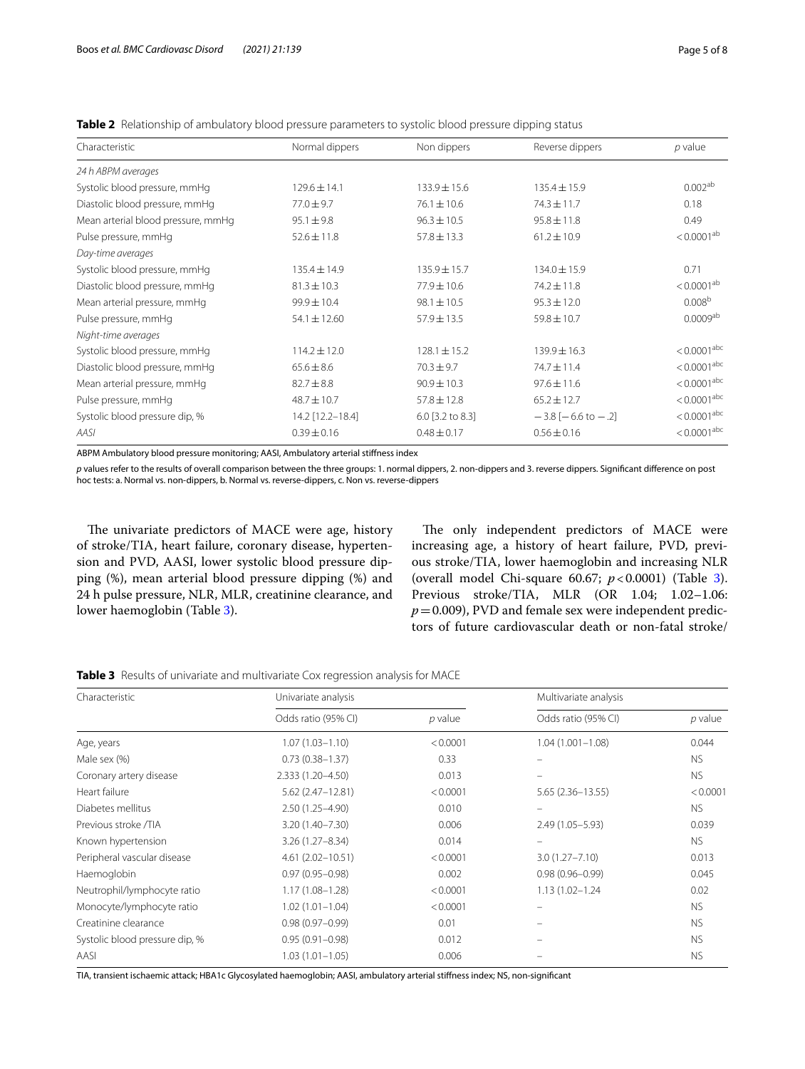**Table 2** Relationship of ambulatory blood pressure parameters to systolic blood pressure dipping status

| Characteristic | Normal dippers | Non dippers | Reverse dippers | *p* value |
|---|---|---|---|---|
| *24 h ABPM averages* | | | | |
| Systolic blood pressure, mmHg | 129.6 ± 14.1 | 133.9 ± 15.6 | 135.4 ± 15.9 | 0.002[ab] |
| Diastolic blood pressure, mmHg | 77.0 ± 9.7 | 76.1 ± 10.6 | 74.3 ± 11.7 | 0.18 |
| Mean arterial blood pressure, mmHg | 95.1 ± 9.8 | 96.3 ± 10.5 | 95.8 ± 11.8 | 0.49 |
| Pulse pressure, mmHg | 52.6 ± 11.8 | 57.8 ± 13.3 | 61.2 ± 10.9 | < 0.0001[ab] |
| *Day-time averages* | | | | |
| Systolic blood pressure, mmHg | 135.4 ± 14.9 | 135.9 ± 15.7 | 134.0 ± 15.9 | 0.71 |
| Diastolic blood pressure, mmHg | 81.3 ± 10.3 | 77.9 ± 10.6 | 74.2 ± 11.8 | < 0.0001[ab] |
| Mean arterial pressure, mmHg | 99.9 ± 10.4 | 98.1 ± 10.5 | 95.3 ± 12.0 | 0.008[b] |
| Pulse pressure, mmHg | 54.1 ± 12.60 | 57.9 ± 13.5 | 59.8 ± 10.7 | 0.0009[ab] |
| *Night-time averages* | | | | |
| Systolic blood pressure, mmHg | 114.2 ± 12.0 | 128.1 ± 15.2 | 139.9 ± 16.3 | < 0.0001[abc] |
| Diastolic blood pressure, mmHg | 65.6 ± 8.6 | 70.3 ± 9.7 | 74.7 ± 11.4 | < 0.0001[abc] |
| Mean arterial pressure, mmHg | 82.7 ± 8.8 | 90.9 ± 10.3 | 97.6 ± 11.6 | < 0.0001[abc] |
| Pulse pressure, mmHg | 48.7 ± 10.7 | 57.8 ± 12.8 | 65.2 ± 12.7 | < 0.0001[abc] |
| Systolic blood pressure dip, % | 14.2 [12.2–18.4] | 6.0 [3.2 to 8.3] | − 3.8 [− 6.6 to − .2] | < 0.0001[abc] |
| *AASI* | 0.39 ± 0.16 | 0.48 ± 0.17 | 0.56 ± 0.16 | < 0.0001[abc] |

ABPM Ambulatory blood pressure monitoring; AASI, Ambulatory arterial stiffness index

*p* values refer to the results of overall comparison between the three groups: 1. normal dippers, 2. non-dippers and 3. reverse dippers. Significant difference on post hoc tests: a. Normal vs. non-dippers, b. Normal vs. reverse-dippers, c. Non vs. reverse-dippers

The univariate predictors of MACE were age, history of stroke/TIA, heart failure, coronary disease, hypertension and PVD, AASI, lower systolic blood pressure dipping (%), mean arterial blood pressure dipping (%) and 24 h pulse pressure, NLR, MLR, creatinine clearance, and lower haemoglobin (Table 3).

The only independent predictors of MACE were increasing age, a history of heart failure, PVD, previous stroke/TIA, lower haemoglobin and increasing NLR (overall model Chi-square 60.67; $p < 0.0001$) (Table 3). Previous stroke/TIA, MLR (OR 1.04; 1.02–1.06: $p = 0.009$), PVD and female sex were independent predictors of future cardiovascular death or non-fatal stroke/

**Table 3** Results of univariate and multivariate Cox regression analysis for MACE

| Characteristic | Univariate analysis | | Multivariate analysis | |
|---|---|---|---|---|
| | Odds ratio (95% CI) | *p* value | Odds ratio (95% CI) | *p* value |
| Age, years | 1.07 (1.03–1.10) | < 0.0001 | 1.04 (1.001–1.08) | 0.044 |
| Male sex (%) | 0.73 (0.38–1.37) | 0.33 | – | NS |
| Coronary artery disease | 2.333 (1.20–4.50) | 0.013 | – | NS |
| Heart failure | 5.62 (2.47–12.81) | < 0.0001 | 5.65 (2.36–13.55) | < 0.0001 |
| Diabetes mellitus | 2.50 (1.25–4.90) | 0.010 | – | NS |
| Previous stroke /TIA | 3.20 (1.40–7.30) | 0.006 | 2.49 (1.05–5.93) | 0.039 |
| Known hypertension | 3.26 (1.27–8.34) | 0.014 | – | NS |
| Peripheral vascular disease | 4.61 (2.02–10.51) | < 0.0001 | 3.0 (1.27–7.10) | 0.013 |
| Haemoglobin | 0.97 (0.95–0.98) | 0.002 | 0.98 (0.96–0.99) | 0.045 |
| Neutrophil/lymphocyte ratio | 1.17 (1.08–1.28) | < 0.0001 | 1.13 (1.02–1.24 | 0.02 |
| Monocyte/lymphocyte ratio | 1.02 (1.01–1.04) | < 0.0001 | – | NS |
| Creatinine clearance | 0.98 (0.97–0.99) | 0.01 | – | NS |
| Systolic blood pressure dip, % | 0.95 (0.91–0.98) | 0.012 | – | NS |
| AASI | 1.03 (1.01–1.05) | 0.006 | – | NS |

TIA, transient ischaemic attack; HBA1c Glycosylated haemoglobin; AASI, ambulatory arterial stiffness index; NS, non-significant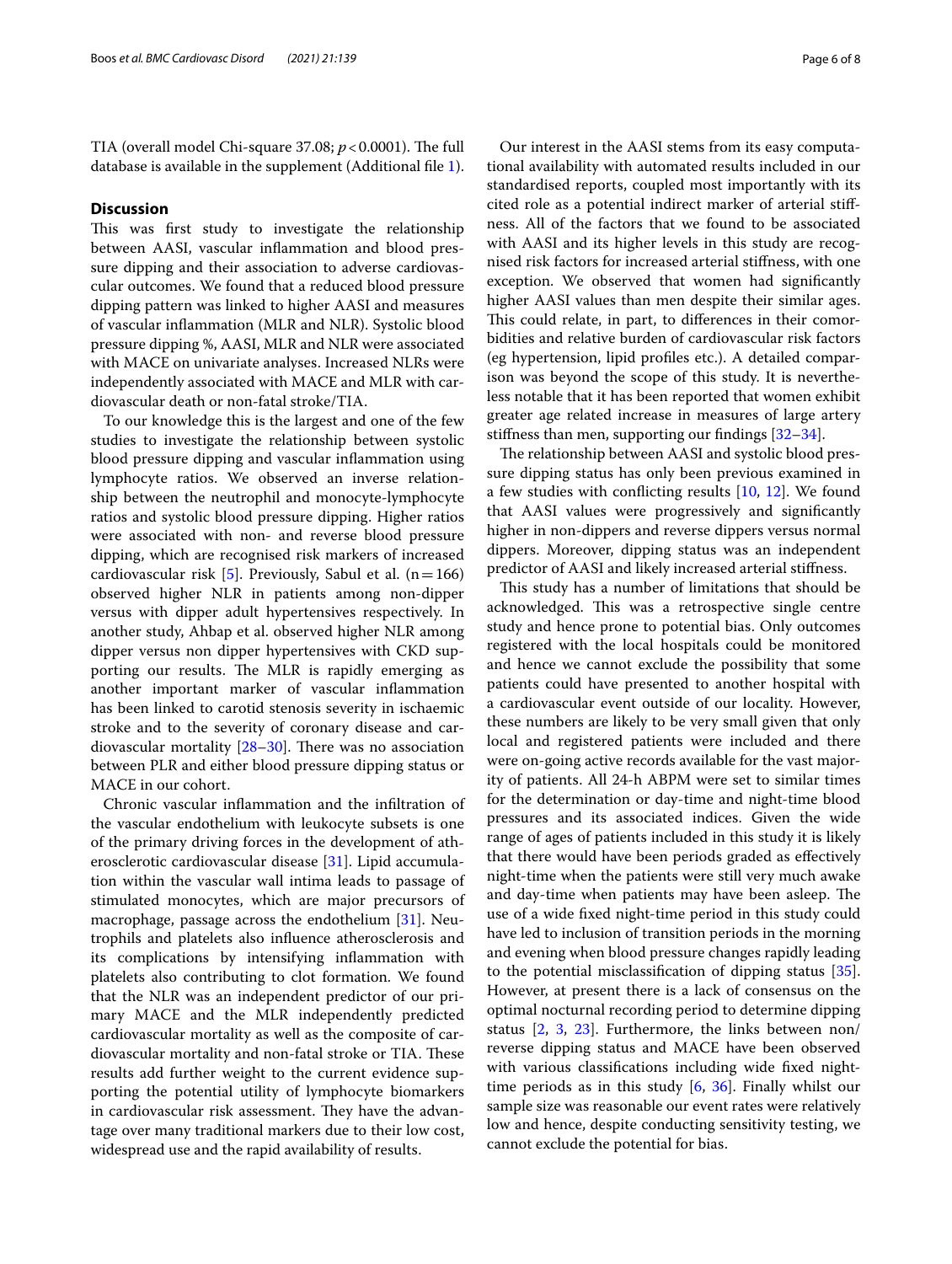TIA (overall model Chi-square 37.08; $p < 0.0001$). The full database is available in the supplement (Additional file 1).

## Discussion

This was first study to investigate the relationship between AASI, vascular inflammation and blood pressure dipping and their association to adverse cardiovascular outcomes. We found that a reduced blood pressure dipping pattern was linked to higher AASI and measures of vascular inflammation (MLR and NLR). Systolic blood pressure dipping %, AASI, MLR and NLR were associated with MACE on univariate analyses. Increased NLRs were independently associated with MACE and MLR with cardiovascular death or non-fatal stroke/TIA.

To our knowledge this is the largest and one of the few studies to investigate the relationship between systolic blood pressure dipping and vascular inflammation using lymphocyte ratios. We observed an inverse relationship between the neutrophil and monocyte-lymphocyte ratios and systolic blood pressure dipping. Higher ratios were associated with non- and reverse blood pressure dipping, which are recognised risk markers of increased cardiovascular risk [5]. Previously, Sabul et al. ($n = 166$) observed higher NLR in patients among non-dipper versus with dipper adult hypertensives respectively. In another study, Ahbap et al. observed higher NLR among dipper versus non dipper hypertensives with CKD supporting our results. The MLR is rapidly emerging as another important marker of vascular inflammation has been linked to carotid stenosis severity in ischaemic stroke and to the severity of coronary disease and cardiovascular mortality [28–30]. There was no association between PLR and either blood pressure dipping status or MACE in our cohort.

Chronic vascular inflammation and the infiltration of the vascular endothelium with leukocyte subsets is one of the primary driving forces in the development of atherosclerotic cardiovascular disease [31]. Lipid accumulation within the vascular wall intima leads to passage of stimulated monocytes, which are major precursors of macrophage, passage across the endothelium [31]. Neutrophils and platelets also influence atherosclerosis and its complications by intensifying inflammation with platelets also contributing to clot formation. We found that the NLR was an independent predictor of our primary MACE and the MLR independently predicted cardiovascular mortality as well as the composite of cardiovascular mortality and non-fatal stroke or TIA. These results add further weight to the current evidence supporting the potential utility of lymphocyte biomarkers in cardiovascular risk assessment. They have the advantage over many traditional markers due to their low cost, widespread use and the rapid availability of results.

Our interest in the AASI stems from its easy computational availability with automated results included in our standardised reports, coupled most importantly with its cited role as a potential indirect marker of arterial stiffness. All of the factors that we found to be associated with AASI and its higher levels in this study are recognised risk factors for increased arterial stiffness, with one exception. We observed that women had significantly higher AASI values than men despite their similar ages. This could relate, in part, to differences in their comorbidities and relative burden of cardiovascular risk factors (eg hypertension, lipid profiles etc.). A detailed comparison was beyond the scope of this study. It is nevertheless notable that it has been reported that women exhibit greater age related increase in measures of large artery stiffness than men, supporting our findings [32–34].

The relationship between AASI and systolic blood pressure dipping status has only been previous examined in a few studies with conflicting results [10, 12]. We found that AASI values were progressively and significantly higher in non-dippers and reverse dippers versus normal dippers. Moreover, dipping status was an independent predictor of AASI and likely increased arterial stiffness.

This study has a number of limitations that should be acknowledged. This was a retrospective single centre study and hence prone to potential bias. Only outcomes registered with the local hospitals could be monitored and hence we cannot exclude the possibility that some patients could have presented to another hospital with a cardiovascular event outside of our locality. However, these numbers are likely to be very small given that only local and registered patients were included and there were on-going active records available for the vast majority of patients. All 24-h ABPM were set to similar times for the determination or day-time and night-time blood pressures and its associated indices. Given the wide range of ages of patients included in this study it is likely that there would have been periods graded as effectively night-time when the patients were still very much awake and day-time when patients may have been asleep. The use of a wide fixed night-time period in this study could have led to inclusion of transition periods in the morning and evening when blood pressure changes rapidly leading to the potential misclassification of dipping status [35]. However, at present there is a lack of consensus on the optimal nocturnal recording period to determine dipping status [2, 3, 23]. Furthermore, the links between non/reverse dipping status and MACE have been observed with various classifications including wide fixed night-time periods as in this study [6, 36]. Finally whilst our sample size was reasonable our event rates were relatively low and hence, despite conducting sensitivity testing, we cannot exclude the potential for bias.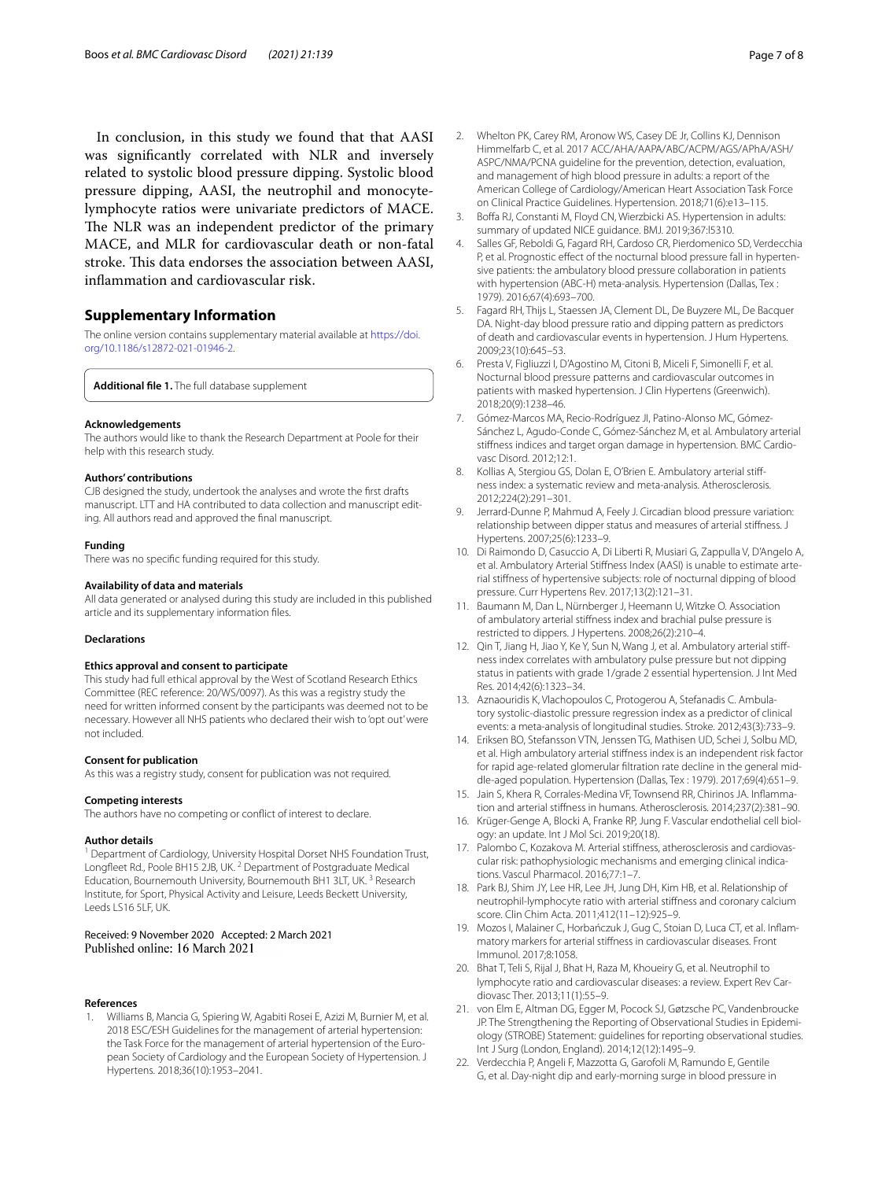In conclusion, in this study we found that that AASI was significantly correlated with NLR and inversely related to systolic blood pressure dipping. Systolic blood pressure dipping, AASI, the neutrophil and monocyte-lymphocyte ratios were univariate predictors of MACE. The NLR was an independent predictor of the primary MACE, and MLR for cardiovascular death or non-fatal stroke. This data endorses the association between AASI, inflammation and cardiovascular risk.

## Supplementary Information

The online version contains supplementary material available at https://doi.org/10.1186/s12872-021-01946-2.

**Additional file 1.** The full database supplement

### Acknowledgements

The authors would like to thank the Research Department at Poole for their help with this research study.

### Authors' contributions

CJB designed the study, undertook the analyses and wrote the first drafts manuscript. LTT and HA contributed to data collection and manuscript editing. All authors read and approved the final manuscript.

### Funding

There was no specific funding required for this study.

### Availability of data and materials

All data generated or analysed during this study are included in this published article and its supplementary information files.

### Declarations

### Ethics approval and consent to participate

This study had full ethical approval by the West of Scotland Research Ethics Committee (REC reference: 20/WS/0097). As this was a registry study the need for written informed consent by the participants was deemed not to be necessary. However all NHS patients who declared their wish to 'opt out' were not included.

### Consent for publication

As this was a registry study, consent for publication was not required.

### Competing interests

The authors have no competing or conflict of interest to declare.

### Author details

[1] Department of Cardiology, University Hospital Dorset NHS Foundation Trust, Longfleet Rd., Poole BH15 2JB, UK. [2] Department of Postgraduate Medical Education, Bournemouth University, Bournemouth BH1 3LT, UK. [3] Research Institute, for Sport, Physical Activity and Leisure, Leeds Beckett University, Leeds LS16 5LF, UK.

Received: 9 November 2020 Accepted: 2 March 2021
Published online: 16 March 2021

### References

1. Williams B, Mancia G, Spiering W, Agabiti Rosei E, Azizi M, Burnier M, et al. 2018 ESC/ESH Guidelines for the management of arterial hypertension: the Task Force for the management of arterial hypertension of the European Society of Cardiology and the European Society of Hypertension. J Hypertens. 2018;36(10):1953–2041.
2. Whelton PK, Carey RM, Aronow WS, Casey DE Jr, Collins KJ, Dennison Himmelfarb C, et al. 2017 ACC/AHA/AAPA/ABC/ACPM/AGS/APhA/ASH/ASPC/NMA/PCNA guideline for the prevention, detection, evaluation, and management of high blood pressure in adults: a report of the American College of Cardiology/American Heart Association Task Force on Clinical Practice Guidelines. Hypertension. 2018;71(6):e13–115.
3. Boffa RJ, Constanti M, Floyd CN, Wierzbicki AS. Hypertension in adults: summary of updated NICE guidance. BMJ. 2019;367:l5310.
4. Salles GF, Reboldi G, Fagard RH, Cardoso CR, Pierdomenico SD, Verdecchia P, et al. Prognostic effect of the nocturnal blood pressure fall in hypertensive patients: the ambulatory blood pressure collaboration in patients with hypertension (ABC-H) meta-analysis. Hypertension (Dallas, Tex : 1979). 2016;67(4):693–700.
5. Fagard RH, Thijs L, Staessen JA, Clement DL, De Buyzere ML, De Bacquer DA. Night-day blood pressure ratio and dipping pattern as predictors of death and cardiovascular events in hypertension. J Hum Hypertens. 2009;23(10):645–53.
6. Presta V, Figliuzzi I, D'Agostino M, Citoni B, Miceli F, Simonelli F, et al. Nocturnal blood pressure patterns and cardiovascular outcomes in patients with masked hypertension. J Clin Hypertens (Greenwich). 2018;20(9):1238–46.
7. Gómez-Marcos MA, Recio-Rodríguez JI, Patino-Alonso MC, Gómez-Sánchez L, Agudo-Conde C, Gómez-Sánchez M, et al. Ambulatory arterial stiffness indices and target organ damage in hypertension. BMC Cardiovasc Disord. 2012;12:1.
8. Kollias A, Stergiou GS, Dolan E, O'Brien E. Ambulatory arterial stiffness index: a systematic review and meta-analysis. Atherosclerosis. 2012;224(2):291–301.
9. Jerrard-Dunne P, Mahmud A, Feely J. Circadian blood pressure variation: relationship between dipper status and measures of arterial stiffness. J Hypertens. 2007;25(6):1233–9.
10. Di Raimondo D, Casuccio A, Di Liberti R, Musiari G, Zappulla V, D'Angelo A, et al. Ambulatory Arterial Stiffness Index (AASI) is unable to estimate arterial stiffness of hypertensive subjects: role of nocturnal dipping of blood pressure. Curr Hypertens Rev. 2017;13(2):121–31.
11. Baumann M, Dan L, Nürnberger J, Heemann U, Witzke O. Association of ambulatory arterial stiffness index and brachial pulse pressure is restricted to dippers. J Hypertens. 2008;26(2):210–4.
12. Qin T, Jiang H, Jiao Y, Ke Y, Sun N, Wang J, et al. Ambulatory arterial stiffness index correlates with ambulatory pulse pressure but not dipping status in patients with grade 1/grade 2 essential hypertension. J Int Med Res. 2014;42(6):1323–34.
13. Aznaouridis K, Vlachopoulos C, Protogerou A, Stefanadis C. Ambulatory systolic-diastolic pressure regression index as a predictor of clinical events: a meta-analysis of longitudinal studies. Stroke. 2012;43(3):733–9.
14. Eriksen BO, Stefansson VTN, Jenssen TG, Mathisen UD, Schei J, Solbu MD, et al. High ambulatory arterial stiffness index is an independent risk factor for rapid age-related glomerular filtration rate decline in the general middle-aged population. Hypertension (Dallas, Tex : 1979). 2017;69(4):651–9.
15. Jain S, Khera R, Corrales-Medina VF, Townsend RR, Chirinos JA. Inflammation and arterial stiffness in humans. Atherosclerosis. 2014;237(2):381–90.
16. Krüger-Genge A, Blocki A, Franke RP, Jung F. Vascular endothelial cell biology: an update. Int J Mol Sci. 2019;20(18).
17. Palombo C, Kozakova M. Arterial stiffness, atherosclerosis and cardiovascular risk: pathophysiologic mechanisms and emerging clinical indications. Vascul Pharmacol. 2016;77:1–7.
18. Park BJ, Shim JY, Lee HR, Lee JH, Jung DH, Kim HB, et al. Relationship of neutrophil-lymphocyte ratio with arterial stiffness and coronary calcium score. Clin Chim Acta. 2011;412(11–12):925–9.
19. Mozos I, Malainer C, Horbańczuk J, Gug C, Stoian D, Luca CT, et al. Inflammatory markers for arterial stiffness in cardiovascular diseases. Front Immunol. 2017;8:1058.
20. Bhat T, Teli S, Rijal J, Bhat H, Raza M, Khoueiry G, et al. Neutrophil to lymphocyte ratio and cardiovascular diseases: a review. Expert Rev Cardiovasc Ther. 2013;11(1):55–9.
21. von Elm E, Altman DG, Egger M, Pocock SJ, Gøtzsche PC, Vandenbroucke JP. The Strengthening the Reporting of Observational Studies in Epidemiology (STROBE) Statement: guidelines for reporting observational studies. Int J Surg (London, England). 2014;12(12):1495–9.
22. Verdecchia P, Angeli F, Mazzotta G, Garofoli M, Ramundo E, Gentile G, et al. Day-night dip and early-morning surge in blood pressure in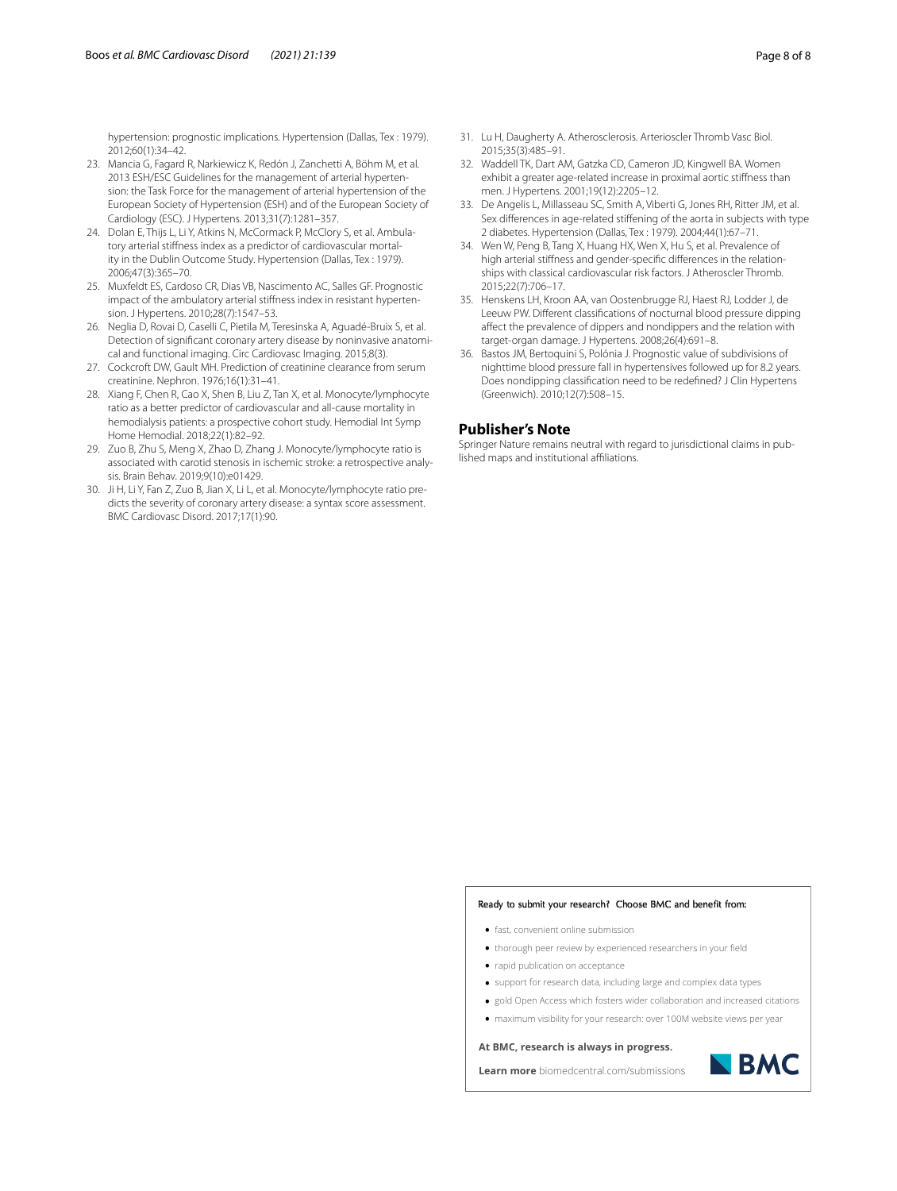hypertension: prognostic implications. Hypertension (Dallas, Tex : 1979). 2012;60(1):34–42.

23. Mancia G, Fagard R, Narkiewicz K, Redón J, Zanchetti A, Böhm M, et al. 2013 ESH/ESC Guidelines for the management of arterial hypertension: the Task Force for the management of arterial hypertension of the European Society of Hypertension (ESH) and of the European Society of Cardiology (ESC). J Hypertens. 2013;31(7):1281–357.
24. Dolan E, Thijs L, Li Y, Atkins N, McCormack P, McClory S, et al. Ambulatory arterial stiffness index as a predictor of cardiovascular mortality in the Dublin Outcome Study. Hypertension (Dallas, Tex : 1979). 2006;47(3):365–70.
25. Muxfeldt ES, Cardoso CR, Dias VB, Nascimento AC, Salles GF. Prognostic impact of the ambulatory arterial stiffness index in resistant hypertension. J Hypertens. 2010;28(7):1547–53.
26. Neglia D, Rovai D, Caselli C, Pietila M, Teresinska A, Aguadé-Bruix S, et al. Detection of significant coronary artery disease by noninvasive anatomical and functional imaging. Circ Cardiovasc Imaging. 2015;8(3).
27. Cockcroft DW, Gault MH. Prediction of creatinine clearance from serum creatinine. Nephron. 1976;16(1):31–41.
28. Xiang F, Chen R, Cao X, Shen B, Liu Z, Tan X, et al. Monocyte/lymphocyte ratio as a better predictor of cardiovascular and all-cause mortality in hemodialysis patients: a prospective cohort study. Hemodial Int Symp Home Hemodial. 2018;22(1):82–92.
29. Zuo B, Zhu S, Meng X, Zhao D, Zhang J. Monocyte/lymphocyte ratio is associated with carotid stenosis in ischemic stroke: a retrospective analysis. Brain Behav. 2019;9(10):e01429.
30. Ji H, Li Y, Fan Z, Zuo B, Jian X, Li L, et al. Monocyte/lymphocyte ratio predicts the severity of coronary artery disease: a syntax score assessment. BMC Cardiovasc Disord. 2017;17(1):90.
31. Lu H, Daugherty A. Atherosclerosis. Arterioscler Thromb Vasc Biol. 2015;35(3):485–91.
32. Waddell TK, Dart AM, Gatzka CD, Cameron JD, Kingwell BA. Women exhibit a greater age-related increase in proximal aortic stiffness than men. J Hypertens. 2001;19(12):2205–12.
33. De Angelis L, Millasseau SC, Smith A, Viberti G, Jones RH, Ritter JM, et al. Sex differences in age-related stiffening of the aorta in subjects with type 2 diabetes. Hypertension (Dallas, Tex : 1979). 2004;44(1):67–71.
34. Wen W, Peng B, Tang X, Huang HX, Wen X, Hu S, et al. Prevalence of high arterial stiffness and gender-specific differences in the relationships with classical cardiovascular risk factors. J Atheroscler Thromb. 2015;22(7):706–17.
35. Henskens LH, Kroon AA, van Oostenbrugge RJ, Haest RJ, Lodder J, de Leeuw PW. Different classifications of nocturnal blood pressure dipping affect the prevalence of dippers and nondippers and the relation with target-organ damage. J Hypertens. 2008;26(4):691–8.
36. Bastos JM, Bertoquini S, Polónia J. Prognostic value of subdivisions of nighttime blood pressure fall in hypertensives followed up for 8.2 years. Does nondipping classification need to be redefined? J Clin Hypertens (Greenwich). 2010;12(7):508–15.

## Publisher's Note

Springer Nature remains neutral with regard to jurisdictional claims in published maps and institutional affiliations.

Ready to submit your research? Choose BMC and benefit from:

- fast, convenient online submission
- thorough peer review by experienced researchers in your field
- rapid publication on acceptance
- support for research data, including large and complex data types
- gold Open Access which fosters wider collaboration and increased citations
- maximum visibility for your research: over 100M website views per year

**At BMC, research is always in progress.**

**Learn more** biomedcentral.com/submissions

BMC